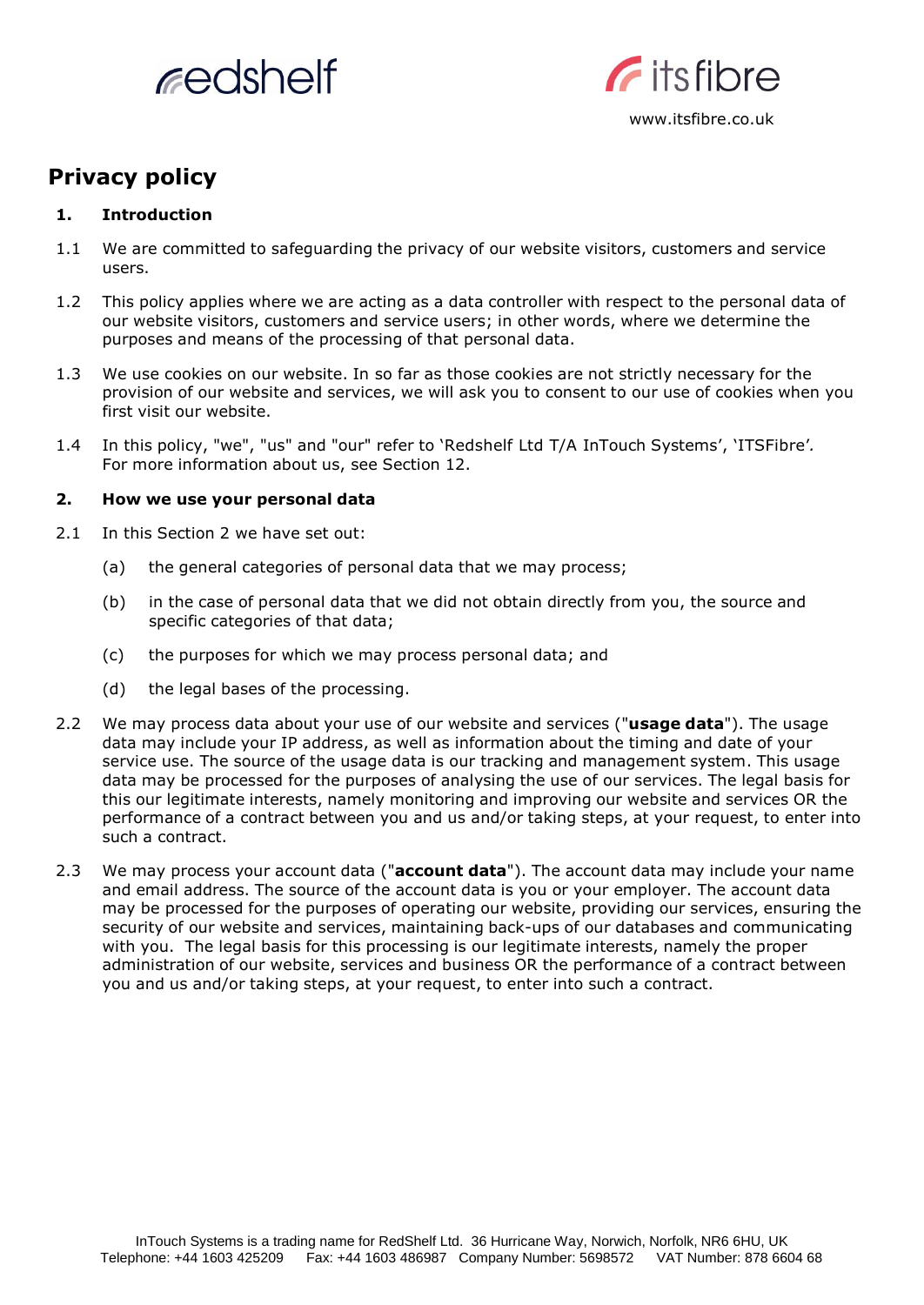# Privacy policy

## 1. Introduction

1.1 We are committed to safeguarding the privacy of our website visitors, customers and service users.

1.2 This policy applies where we are acting as a data controller with respect to the personal data of our website visitors, customers and service users; in other words, where we determine the purposes and means of the processing of that personal data.

1.3 We use cookies on our website. In so far as those cookies are not strictly necessary for the provision of our website and services, we will ask you to consent to our use of cookies when you first visit our website.

1.4 In this policy, "we", "us" and "our" refer to 'Redshelf Ltd T/A InTouch Systems', 'ITSFibre'. For more information about us, see Section 12.

## 2. How we use your personal data

2.1 In this Section 2 we have set out:

(a) the general categories of personal data that we may process;

(b) in the case of personal data that we did not obtain directly from you, the source and specific categories of that data;

(c) the purposes for which we may process personal data; and

(d) the legal bases of the processing.

2.2 We may process data about your use of our website and services ("**usage data**"). The usage data may include your IP address, as well as information about the timing and date of your service use. The source of the usage data is our tracking and management system. This usage data may be processed for the purposes of analysing the use of our services. The legal basis for this our legitimate interests, namely monitoring and improving our website and services OR the performance of a contract between you and us and/or taking steps, at your request, to enter into such a contract.

2.3 We may process your account data ("**account data**"). The account data may include your name and email address. The source of the account data is you or your employer. The account data may be processed for the purposes of operating our website, providing our services, ensuring the security of our website and services, maintaining back-ups of our databases and communicating with you. The legal basis for this processing is our legitimate interests, namely the proper administration of our website, services and business OR the performance of a contract between you and us and/or taking steps, at your request, to enter into such a contract.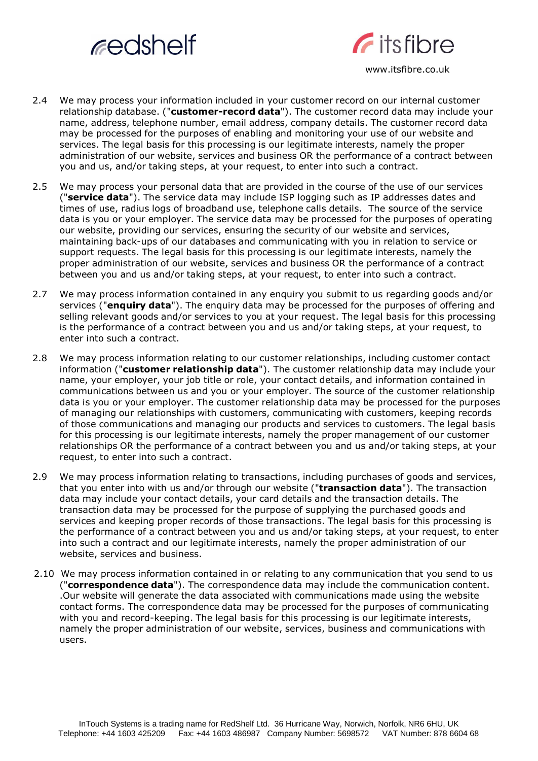2.4 We may process your information included in your customer record on our internal customer relationship database. ("**customer-record data**"). The customer record data may include your name, address, telephone number, email address, company details. The customer record data may be processed for the purposes of enabling and monitoring your use of our website and services. The legal basis for this processing is our legitimate interests, namely the proper administration of our website, services and business OR the performance of a contract between you and us, and/or taking steps, at your request, to enter into such a contract.

2.5 We may process your personal data that are provided in the course of the use of our services ("**service data**"). The service data may include ISP logging such as IP addresses dates and times of use, radius logs of broadband use, telephone calls details. The source of the service data is you or your employer. The service data may be processed for the purposes of operating our website, providing our services, ensuring the security of our website and services, maintaining back-ups of our databases and communicating with you in relation to service or support requests. The legal basis for this processing is our legitimate interests, namely the proper administration of our website, services and business OR the performance of a contract between you and us and/or taking steps, at your request, to enter into such a contract.

2.7 We may process information contained in any enquiry you submit to us regarding goods and/or services ("**enquiry data**"). The enquiry data may be processed for the purposes of offering and selling relevant goods and/or services to you at your request. The legal basis for this processing is the performance of a contract between you and us and/or taking steps, at your request, to enter into such a contract.

2.8 We may process information relating to our customer relationships, including customer contact information ("**customer relationship data**"). The customer relationship data may include your name, your employer, your job title or role, your contact details, and information contained in communications between us and you or your employer. The source of the customer relationship data is you or your employer. The customer relationship data may be processed for the purposes of managing our relationships with customers, communicating with customers, keeping records of those communications and managing our products and services to customers. The legal basis for this processing is our legitimate interests, namely the proper management of our customer relationships OR the performance of a contract between you and us and/or taking steps, at your request, to enter into such a contract.

2.9 We may process information relating to transactions, including purchases of goods and services, that you enter into with us and/or through our website ("**transaction data**"). The transaction data may include your contact details, your card details and the transaction details. The transaction data may be processed for the purpose of supplying the purchased goods and services and keeping proper records of those transactions. The legal basis for this processing is the performance of a contract between you and us and/or taking steps, at your request, to enter into such a contract and our legitimate interests, namely the proper administration of our website, services and business.

2.10 We may process information contained in or relating to any communication that you send to us ("**correspondence data**"). The correspondence data may include the communication content. .Our website will generate the data associated with communications made using the website contact forms. The correspondence data may be processed for the purposes of communicating with you and record-keeping. The legal basis for this processing is our legitimate interests, namely the proper administration of our website, services, business and communications with users.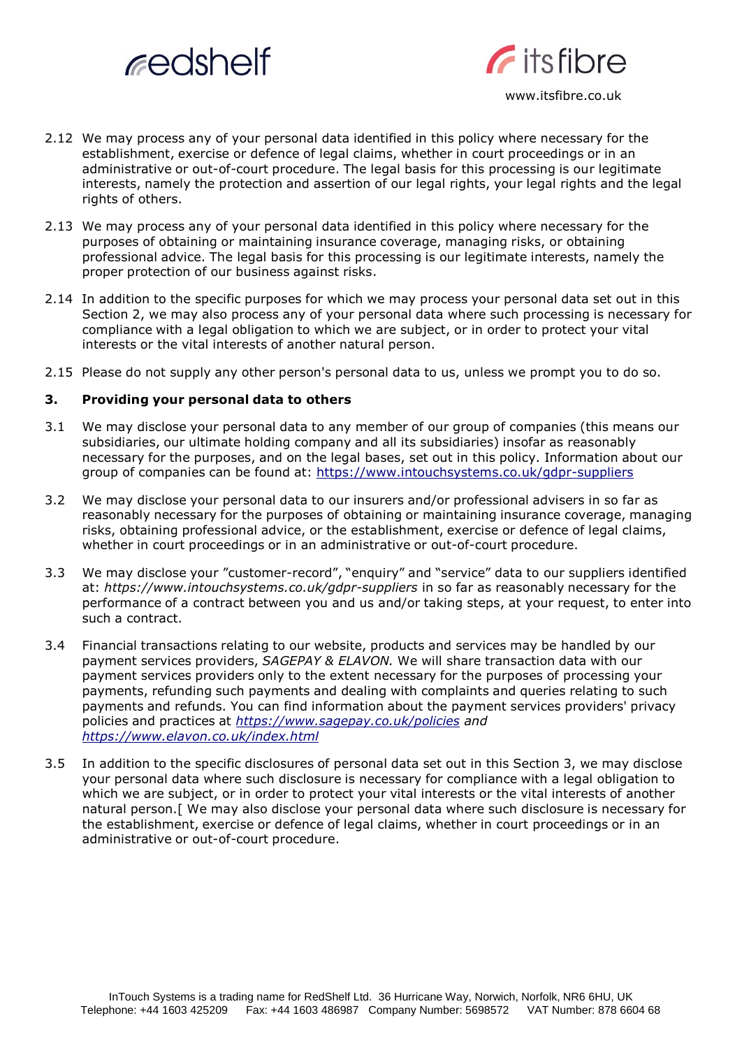2.12 We may process any of your personal data identified in this policy where necessary for the establishment, exercise or defence of legal claims, whether in court proceedings or in an administrative or out-of-court procedure. The legal basis for this processing is our legitimate interests, namely the protection and assertion of our legal rights, your legal rights and the legal rights of others.

2.13 We may process any of your personal data identified in this policy where necessary for the purposes of obtaining or maintaining insurance coverage, managing risks, or obtaining professional advice. The legal basis for this processing is our legitimate interests, namely the proper protection of our business against risks.

2.14 In addition to the specific purposes for which we may process your personal data set out in this Section 2, we may also process any of your personal data where such processing is necessary for compliance with a legal obligation to which we are subject, or in order to protect your vital interests or the vital interests of another natural person.

2.15 Please do not supply any other person's personal data to us, unless we prompt you to do so.

## 3. Providing your personal data to others

3.1 We may disclose your personal data to any member of our group of companies (this means our subsidiaries, our ultimate holding company and all its subsidiaries) insofar as reasonably necessary for the purposes, and on the legal bases, set out in this policy. Information about our group of companies can be found at: https://www.intouchsystems.co.uk/gdpr-suppliers

3.2 We may disclose your personal data to our insurers and/or professional advisers in so far as reasonably necessary for the purposes of obtaining or maintaining insurance coverage, managing risks, obtaining professional advice, or the establishment, exercise or defence of legal claims, whether in court proceedings or in an administrative or out-of-court procedure.

3.3 We may disclose your "customer-record", "enquiry" and "service" data to our suppliers identified at: *https://www.intouchsystems.co.uk/gdpr-suppliers* in so far as reasonably necessary for the performance of a contract between you and us and/or taking steps, at your request, to enter into such a contract.

3.4 Financial transactions relating to our website, products and services may be handled by our payment services providers, *SAGEPAY & ELAVON.* We will share transaction data with our payment services providers only to the extent necessary for the purposes of processing your payments, refunding such payments and dealing with complaints and queries relating to such payments and refunds. You can find information about the payment services providers' privacy policies and practices at *https://www.sagepay.co.uk/policies and https://www.elavon.co.uk/index.html*

3.5 In addition to the specific disclosures of personal data set out in this Section 3, we may disclose your personal data where such disclosure is necessary for compliance with a legal obligation to which we are subject, or in order to protect your vital interests or the vital interests of another natural person.[ We may also disclose your personal data where such disclosure is necessary for the establishment, exercise or defence of legal claims, whether in court proceedings or in an administrative or out-of-court procedure.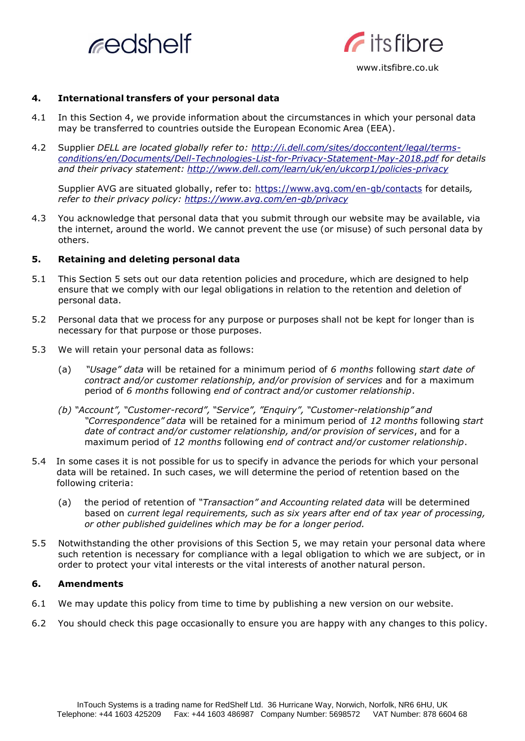## 4. International transfers of your personal data

4.1 In this Section 4, we provide information about the circumstances in which your personal data may be transferred to countries outside the European Economic Area (EEA).

4.2 Supplier *DELL are located globally refer to: [http://i.dell.com/sites/doccontent/legal/terms-conditions/en/Documents/Dell-Technologies-List-for-Privacy-Statement-May-2018.pdf](http://i.dell.com/sites/doccontent/legal/terms-conditions/en/Documents/Dell-Technologies-List-for-Privacy-Statement-May-2018.pdf) for details and their privacy statement: [http://www.dell.com/learn/uk/en/ukcorp1/policies-privacy](http://www.dell.com/learn/uk/en/ukcorp1/policies-privacy)*

Supplier AVG are situated globally, refer to: [https://www.avg.com/en-gb/contacts](https://www.avg.com/en-gb/contacts) for details*, refer to their privacy policy: [https://www.avg.com/en-gb/privacy](https://www.avg.com/en-gb/privacy)*

4.3 You acknowledge that personal data that you submit through our website may be available, via the internet, around the world. We cannot prevent the use (or misuse) of such personal data by others.

## 5. Retaining and deleting personal data

5.1 This Section 5 sets out our data retention policies and procedure, which are designed to help ensure that we comply with our legal obligations in relation to the retention and deletion of personal data.

5.2 Personal data that we process for any purpose or purposes shall not be kept for longer than is necessary for that purpose or those purposes.

5.3 We will retain your personal data as follows:

(a) *"Usage" data* will be retained for a minimum period of *6 months* following *start date of contract and/or customer relationship, and/or provision of services* and for a maximum period of *6 months* following *end of contract and/or customer relationship*.

*(b) "Account", "Customer-record", "Service", "Enquiry", "Customer-relationship" and "Correspondence" data* will be retained for a minimum period of *12 months* following *start date of contract and/or customer relationship, and/or provision of services*, and for a maximum period of *12 months* following *end of contract and/or customer relationship*.

5.4 In some cases it is not possible for us to specify in advance the periods for which your personal data will be retained. In such cases, we will determine the period of retention based on the following criteria:

(a) the period of retention of *"Transaction" and Accounting related data* will be determined based on *current legal requirements, such as six years after end of tax year of processing, or other published guidelines which may be for a longer period.*

5.5 Notwithstanding the other provisions of this Section 5, we may retain your personal data where such retention is necessary for compliance with a legal obligation to which we are subject, or in order to protect your vital interests or the vital interests of another natural person.

## 6. Amendments

6.1 We may update this policy from time to time by publishing a new version on our website.

6.2 You should check this page occasionally to ensure you are happy with any changes to this policy.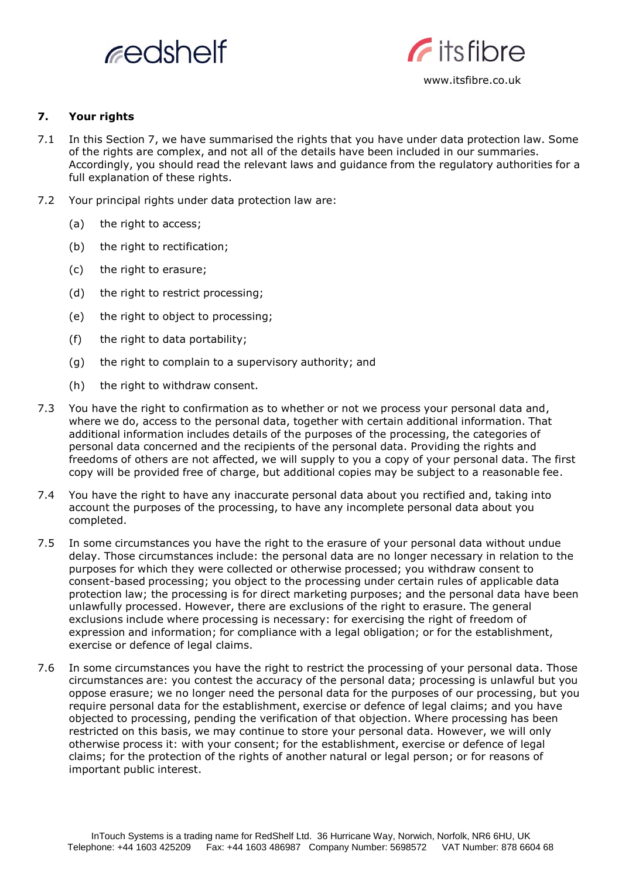## 7. Your rights

7.1 In this Section 7, we have summarised the rights that you have under data protection law. Some of the rights are complex, and not all of the details have been included in our summaries. Accordingly, you should read the relevant laws and guidance from the regulatory authorities for a full explanation of these rights.

7.2 Your principal rights under data protection law are:

- (a) the right to access;
- (b) the right to rectification;
- (c) the right to erasure;
- (d) the right to restrict processing;
- (e) the right to object to processing;
- (f) the right to data portability;
- (g) the right to complain to a supervisory authority; and
- (h) the right to withdraw consent.

7.3 You have the right to confirmation as to whether or not we process your personal data and, where we do, access to the personal data, together with certain additional information. That additional information includes details of the purposes of the processing, the categories of personal data concerned and the recipients of the personal data. Providing the rights and freedoms of others are not affected, we will supply to you a copy of your personal data. The first copy will be provided free of charge, but additional copies may be subject to a reasonable fee.

7.4 You have the right to have any inaccurate personal data about you rectified and, taking into account the purposes of the processing, to have any incomplete personal data about you completed.

7.5 In some circumstances you have the right to the erasure of your personal data without undue delay. Those circumstances include: the personal data are no longer necessary in relation to the purposes for which they were collected or otherwise processed; you withdraw consent to consent-based processing; you object to the processing under certain rules of applicable data protection law; the processing is for direct marketing purposes; and the personal data have been unlawfully processed. However, there are exclusions of the right to erasure. The general exclusions include where processing is necessary: for exercising the right of freedom of expression and information; for compliance with a legal obligation; or for the establishment, exercise or defence of legal claims.

7.6 In some circumstances you have the right to restrict the processing of your personal data. Those circumstances are: you contest the accuracy of the personal data; processing is unlawful but you oppose erasure; we no longer need the personal data for the purposes of our processing, but you require personal data for the establishment, exercise or defence of legal claims; and you have objected to processing, pending the verification of that objection. Where processing has been restricted on this basis, we may continue to store your personal data. However, we will only otherwise process it: with your consent; for the establishment, exercise or defence of legal claims; for the protection of the rights of another natural or legal person; or for reasons of important public interest.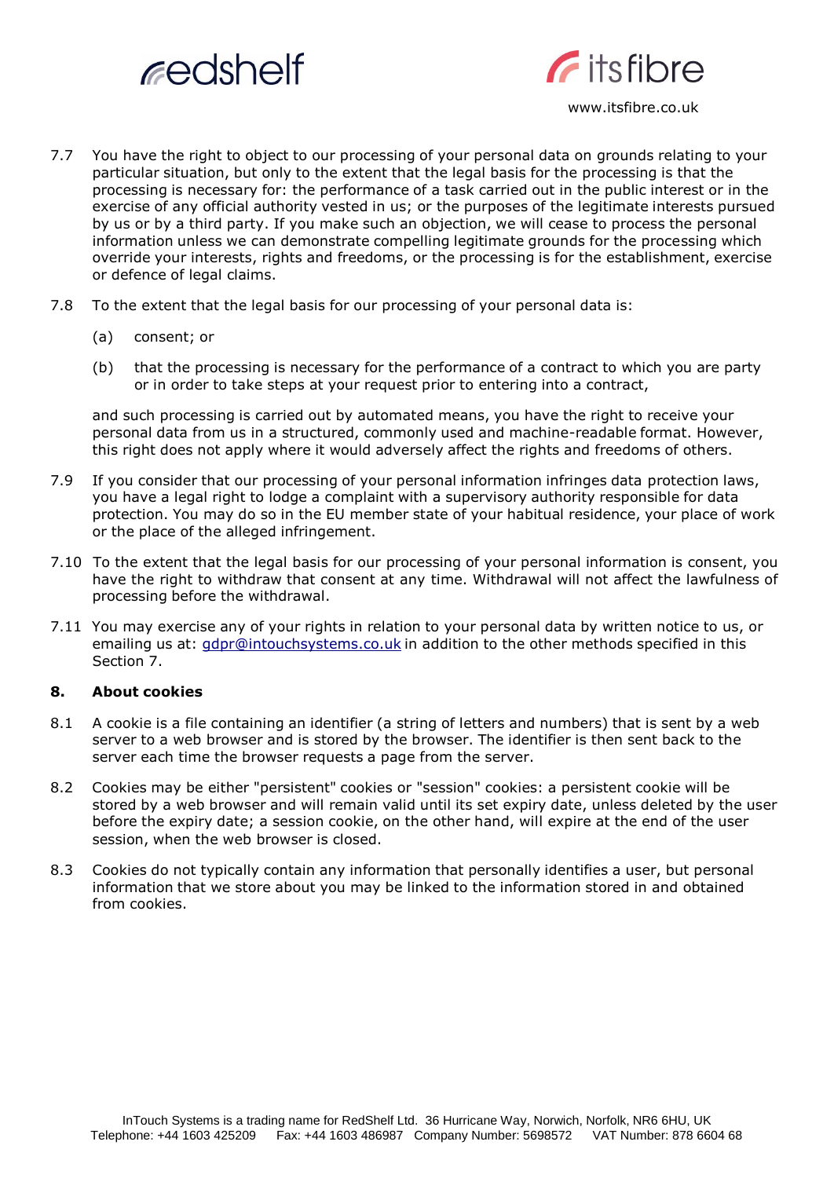7.7 You have the right to object to our processing of your personal data on grounds relating to your particular situation, but only to the extent that the legal basis for the processing is that the processing is necessary for: the performance of a task carried out in the public interest or in the exercise of any official authority vested in us; or the purposes of the legitimate interests pursued by us or by a third party. If you make such an objection, we will cease to process the personal information unless we can demonstrate compelling legitimate grounds for the processing which override your interests, rights and freedoms, or the processing is for the establishment, exercise or defence of legal claims.

7.8 To the extent that the legal basis for our processing of your personal data is:

(a) consent; or

(b) that the processing is necessary for the performance of a contract to which you are party or in order to take steps at your request prior to entering into a contract,

and such processing is carried out by automated means, you have the right to receive your personal data from us in a structured, commonly used and machine-readable format. However, this right does not apply where it would adversely affect the rights and freedoms of others.

7.9 If you consider that our processing of your personal information infringes data protection laws, you have a legal right to lodge a complaint with a supervisory authority responsible for data protection. You may do so in the EU member state of your habitual residence, your place of work or the place of the alleged infringement.

7.10 To the extent that the legal basis for our processing of your personal information is consent, you have the right to withdraw that consent at any time. Withdrawal will not affect the lawfulness of processing before the withdrawal.

7.11 You may exercise any of your rights in relation to your personal data by written notice to us, or emailing us at: gdpr@intouchsystems.co.uk in addition to the other methods specified in this Section 7.

## 8. About cookies

8.1 A cookie is a file containing an identifier (a string of letters and numbers) that is sent by a web server to a web browser and is stored by the browser. The identifier is then sent back to the server each time the browser requests a page from the server.

8.2 Cookies may be either "persistent" cookies or "session" cookies: a persistent cookie will be stored by a web browser and will remain valid until its set expiry date, unless deleted by the user before the expiry date; a session cookie, on the other hand, will expire at the end of the user session, when the web browser is closed.

8.3 Cookies do not typically contain any information that personally identifies a user, but personal information that we store about you may be linked to the information stored in and obtained from cookies.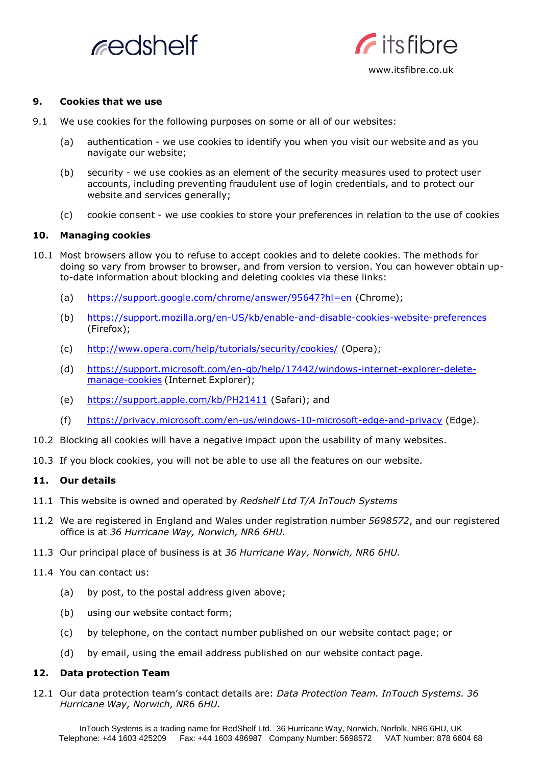## 9. Cookies that we use

9.1 We use cookies for the following purposes on some or all of our websites:

(a) authentication - we use cookies to identify you when you visit our website and as you navigate our website;

(b) security - we use cookies as an element of the security measures used to protect user accounts, including preventing fraudulent use of login credentials, and to protect our website and services generally;

(c) cookie consent - we use cookies to store your preferences in relation to the use of cookies

## 10. Managing cookies

10.1 Most browsers allow you to refuse to accept cookies and to delete cookies. The methods for doing so vary from browser to browser, and from version to version. You can however obtain up-to-date information about blocking and deleting cookies via these links:

(a) https://support.google.com/chrome/answer/95647?hl=en (Chrome);

(b) https://support.mozilla.org/en-US/kb/enable-and-disable-cookies-website-preferences (Firefox);

(c) http://www.opera.com/help/tutorials/security/cookies/ (Opera);

(d) https://support.microsoft.com/en-gb/help/17442/windows-internet-explorer-delete-manage-cookies (Internet Explorer);

(e) https://support.apple.com/kb/PH21411 (Safari); and

(f) https://privacy.microsoft.com/en-us/windows-10-microsoft-edge-and-privacy (Edge).

10.2 Blocking all cookies will have a negative impact upon the usability of many websites.

10.3 If you block cookies, you will not be able to use all the features on our website.

## 11. Our details

11.1 This website is owned and operated by *Redshelf Ltd T/A InTouch Systems*

11.2 We are registered in England and Wales under registration number *5698572*, and our registered office is at *36 Hurricane Way, Norwich, NR6 6HU.*

11.3 Our principal place of business is at *36 Hurricane Way, Norwich, NR6 6HU.*

11.4 You can contact us:

(a) by post, to the postal address given above;

(b) using our website contact form;

(c) by telephone, on the contact number published on our website contact page; or

(d) by email, using the email address published on our website contact page.

## 12. Data protection Team

12.1 Our data protection team's contact details are: *Data Protection Team. InTouch Systems. 36 Hurricane Way, Norwich, NR6 6HU.*